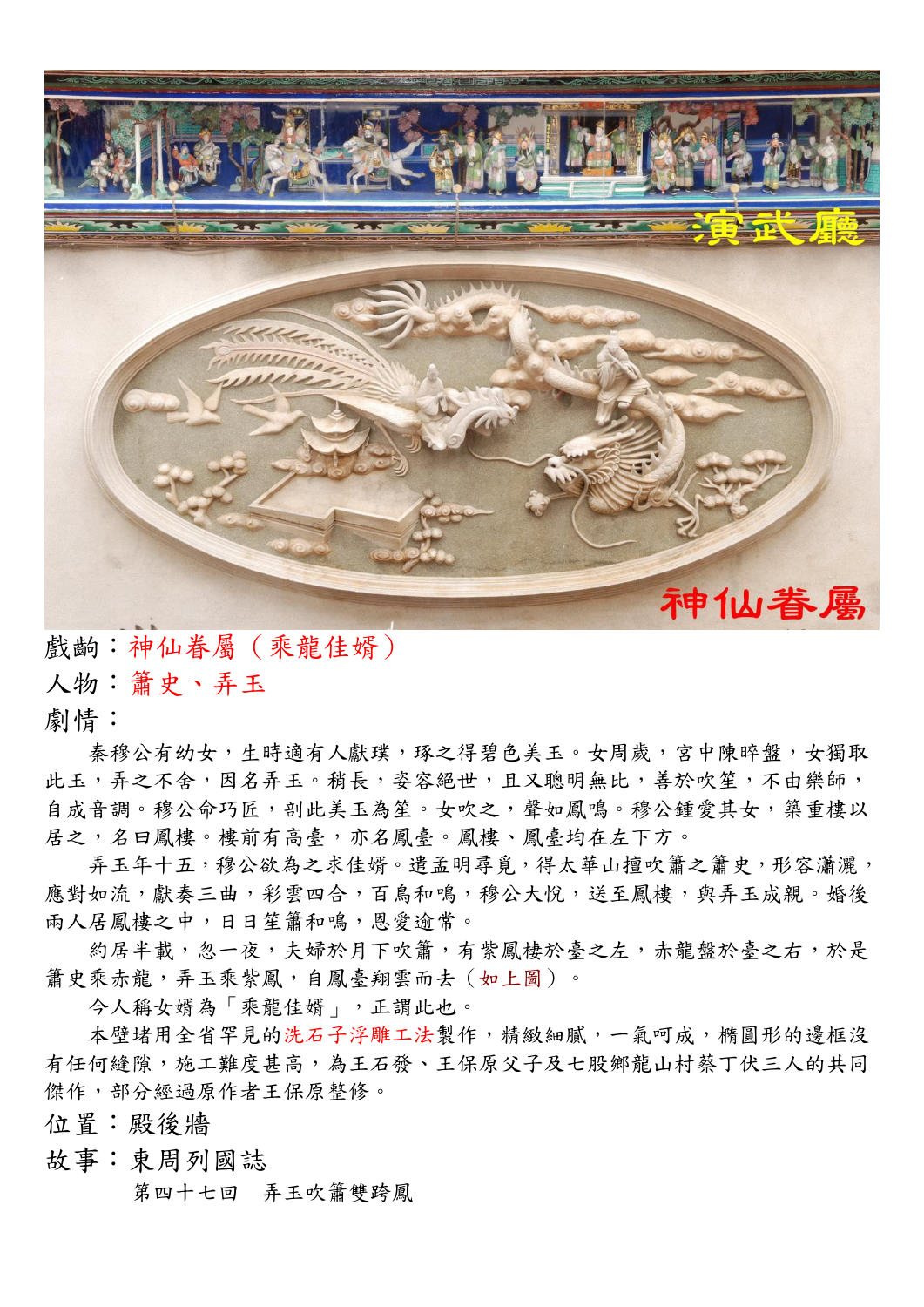戲齣：神仙眷屬（乘龍佳婿）

人物：簫史、弄玉

劇情：

秦穆公有幼女，生時適有人獻璞，琢之得碧色美玉。女周歲，宮中陳晬盤，女獨取此玉，弄之不舍，因名弄玉。稍長，姿容絕世，且又聰明無比，善於吹笙，不由樂師，自成音調。穆公命巧匠，剖此美玉為笙。女吹之，聲如鳳鳴。穆公鍾愛其女，築重樓以居之，名曰鳳樓。樓前有高臺，亦名鳳臺。鳳樓、鳳臺均在左下方。

弄玉年十五，穆公欲為之求佳婿。遣孟明尋覓，得太華山擅吹簫之簫史，形容瀟灑，應對如流，獻奏三曲，彩雲四合，百鳥和鳴，穆公大悅，送至鳳樓，與弄玉成親。婚後兩人居鳳樓之中，日日笙簫和鳴，恩愛逾常。

約居半載，忽一夜，夫婦於月下吹簫，有紫鳳棲於臺之左，赤龍盤於臺之右，於是簫史乘赤龍，弄玉乘紫鳳，自鳳臺翔雲而去（如上圖）。

今人稱女婿為「乘龍佳婿」，正謂此也。

本壁堵用全省罕見的洗石子浮雕工法製作，精緻細膩，一氣呵成，橢圓形的邊框沒有任何縫隙，施工難度甚高，為王石發、王保原父子及七股鄉龍山村蔡丁伏三人的共同傑作，部分經過原作者王保原整修。

位置：殿後牆

故事：東周列國誌

第四十七回　弄玉吹簫雙跨鳳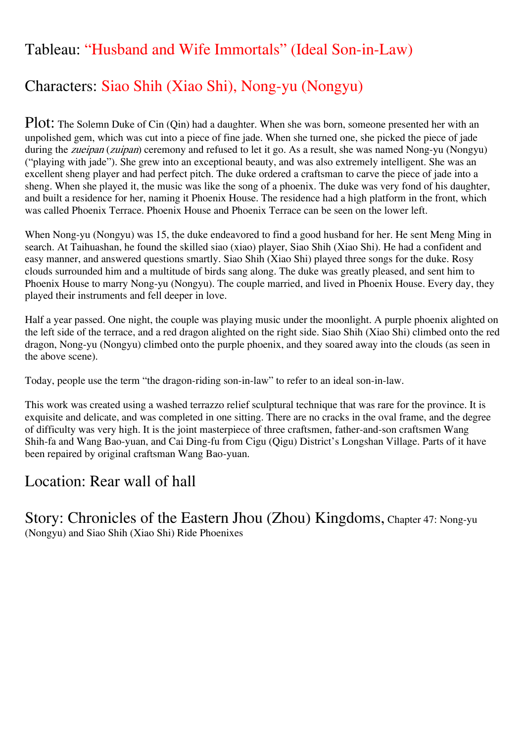## Tableau: “Husband and Wife Immortals” (Ideal Son-in-Law)

## Characters: Siao Shih (Xiao Shi), Nong-yu (Nongyu)

Plot: The Solemn Duke of Cin (Qin) had a daughter. When she was born, someone presented her with an unpolished gem, which was cut into a piece of fine jade. When she turned one, she picked the piece of jade during the *zueipan* (*zuipan*) ceremony and refused to let it go. As a result, she was named Nong-yu (Nongyu) (“playing with jade”). She grew into an exceptional beauty, and was also extremely intelligent. She was an excellent sheng player and had perfect pitch. The duke ordered a craftsman to carve the piece of jade into a sheng. When she played it, the music was like the song of a phoenix. The duke was very fond of his daughter, and built a residence for her, naming it Phoenix House. The residence had a high platform in the front, which was called Phoenix Terrace. Phoenix House and Phoenix Terrace can be seen on the lower left.

When Nong-yu (Nongyu) was 15, the duke endeavored to find a good husband for her. He sent Meng Ming in search. At Taihuashan, he found the skilled siao (xiao) player, Siao Shih (Xiao Shi). He had a confident and easy manner, and answered questions smartly. Siao Shih (Xiao Shi) played three songs for the duke. Rosy clouds surrounded him and a multitude of birds sang along. The duke was greatly pleased, and sent him to Phoenix House to marry Nong-yu (Nongyu). The couple married, and lived in Phoenix House. Every day, they played their instruments and fell deeper in love.

Half a year passed. One night, the couple was playing music under the moonlight. A purple phoenix alighted on the left side of the terrace, and a red dragon alighted on the right side. Siao Shih (Xiao Shi) climbed onto the red dragon, Nong-yu (Nongyu) climbed onto the purple phoenix, and they soared away into the clouds (as seen in the above scene).

Today, people use the term “the dragon-riding son-in-law” to refer to an ideal son-in-law.

This work was created using a washed terrazzo relief sculptural technique that was rare for the province. It is exquisite and delicate, and was completed in one sitting. There are no cracks in the oval frame, and the degree of difficulty was very high. It is the joint masterpiece of three craftsmen, father-and-son craftsmen Wang Shih-fa and Wang Bao-yuan, and Cai Ding-fu from Cigu (Qigu) District’s Longshan Village. Parts of it have been repaired by original craftsman Wang Bao-yuan.

## Location: Rear wall of hall

## Story: Chronicles of the Eastern Jhou (Zhou) Kingdoms, Chapter 47: Nong-yu (Nongyu) and Siao Shih (Xiao Shi) Ride Phoenixes